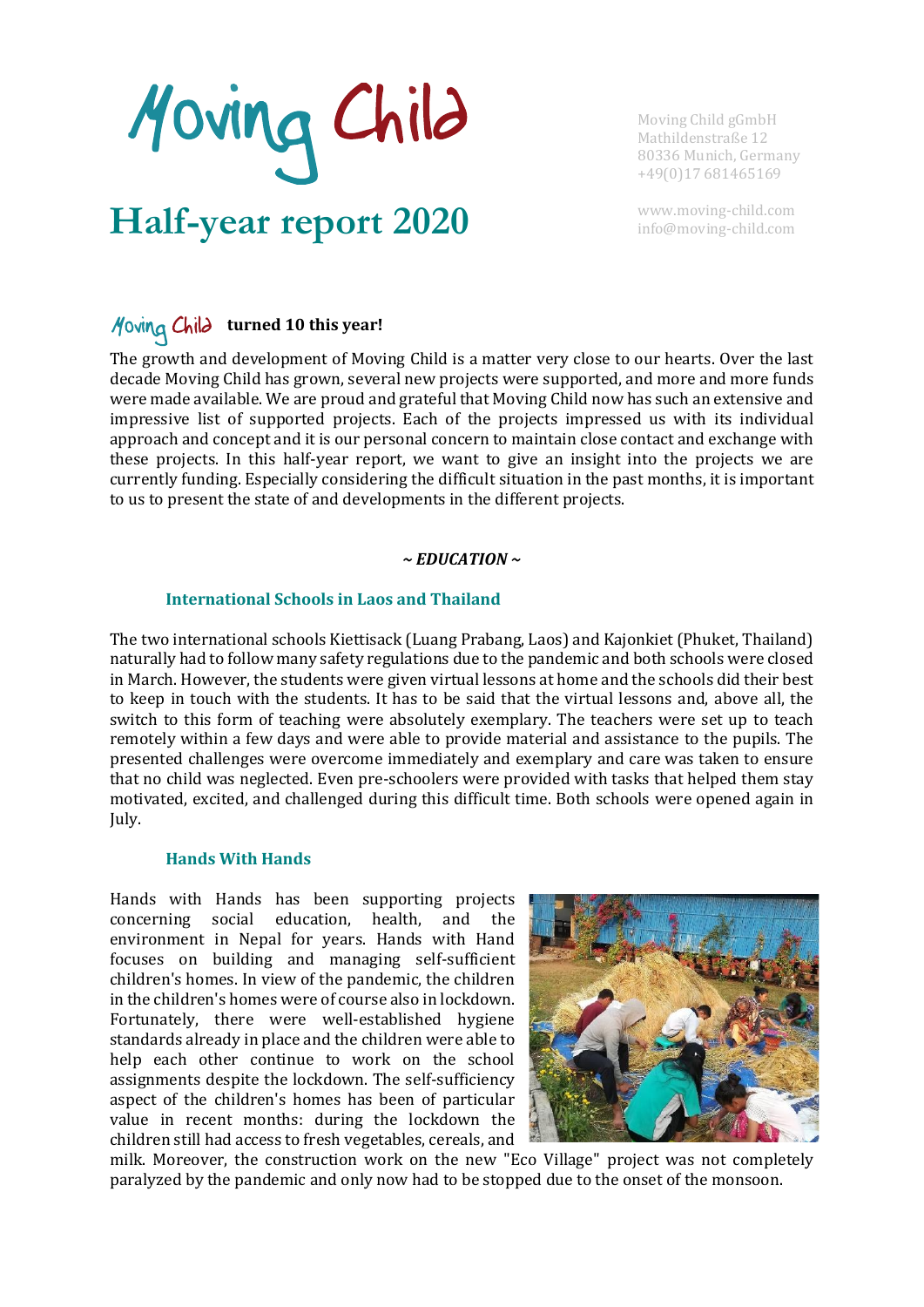# Moving Child

# Half-year report 2020

Moving Child gGmbH
Mathildenstraße 12
80336 Munich, Germany
+49(0)17 681465169

www.moving-child.com
info@moving-child.com

**Moving Child turned 10 this year!**

The growth and development of Moving Child is a matter very close to our hearts. Over the last decade Moving Child has grown, several new projects were supported, and more and more funds were made available. We are proud and grateful that Moving Child now has such an extensive and impressive list of supported projects. Each of the projects impressed us with its individual approach and concept and it is our personal concern to maintain close contact and exchange with these projects. In this half-year report, we want to give an insight into the projects we are currently funding. Especially considering the difficult situation in the past months, it is important to us to present the state of and developments in the different projects.

## *~ EDUCATION ~*

### International Schools in Laos and Thailand

The two international schools Kiettisack (Luang Prabang, Laos) and Kajonkiet (Phuket, Thailand) naturally had to follow many safety regulations due to the pandemic and both schools were closed in March. However, the students were given virtual lessons at home and the schools did their best to keep in touch with the students. It has to be said that the virtual lessons and, above all, the switch to this form of teaching were absolutely exemplary. The teachers were set up to teach remotely within a few days and were able to provide material and assistance to the pupils. The presented challenges were overcome immediately and exemplary and care was taken to ensure that no child was neglected. Even pre-schoolers were provided with tasks that helped them stay motivated, excited, and challenged during this difficult time. Both schools were opened again in July.

### Hands With Hands

Hands with Hands has been supporting projects concerning social education, health, and the environment in Nepal for years. Hands with Hand focuses on building and managing self-sufficient children's homes. In view of the pandemic, the children in the children's homes were of course also in lockdown. Fortunately, there were well-established hygiene standards already in place and the children were able to help each other continue to work on the school assignments despite the lockdown. The self-sufficiency aspect of the children's homes has been of particular value in recent months: during the lockdown the children still had access to fresh vegetables, cereals, and milk. Moreover, the construction work on the new "Eco Village" project was not completely paralyzed by the pandemic and only now had to be stopped due to the onset of the monsoon.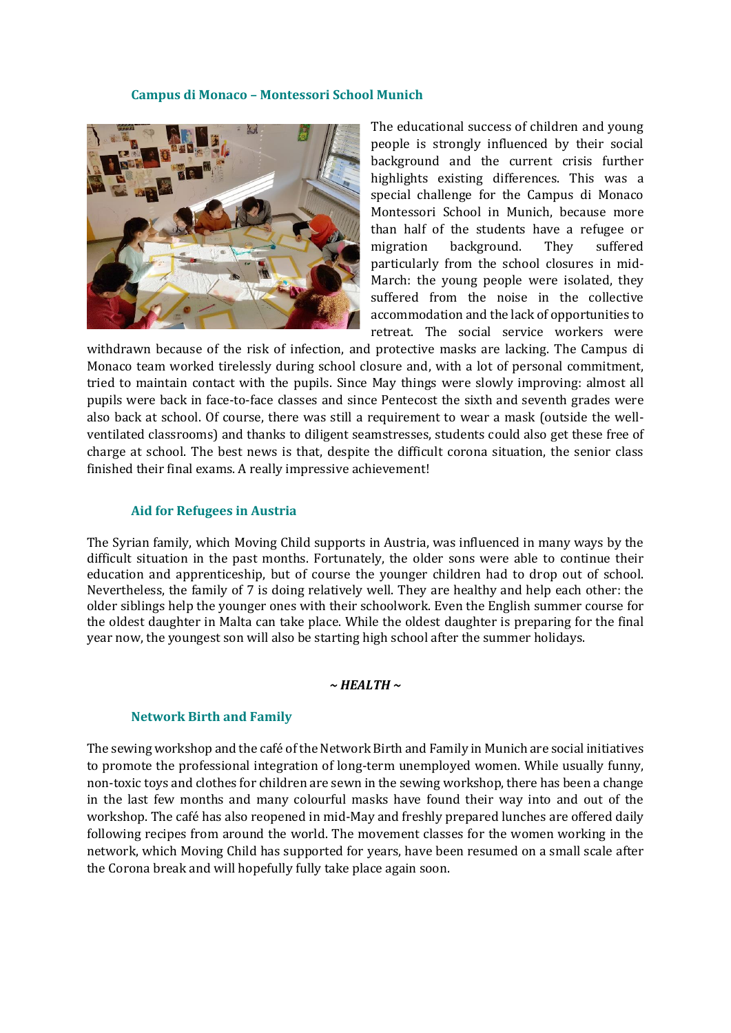### Campus di Monaco – Montessori School Munich

The educational success of children and young people is strongly influenced by their social background and the current crisis further highlights existing differences. This was a special challenge for the Campus di Monaco Montessori School in Munich, because more than half of the students have a refugee or migration background. They suffered particularly from the school closures in mid-March: the young people were isolated, they suffered from the noise in the collective accommodation and the lack of opportunities to retreat. The social service workers were withdrawn because of the risk of infection, and protective masks are lacking. The Campus di Monaco team worked tirelessly during school closure and, with a lot of personal commitment, tried to maintain contact with the pupils. Since May things were slowly improving: almost all pupils were back in face-to-face classes and since Pentecost the sixth and seventh grades were also back at school. Of course, there was still a requirement to wear a mask (outside the well-ventilated classrooms) and thanks to diligent seamstresses, students could also get these free of charge at school. The best news is that, despite the difficult corona situation, the senior class finished their final exams. A really impressive achievement!

### Aid for Refugees in Austria

The Syrian family, which Moving Child supports in Austria, was influenced in many ways by the difficult situation in the past months. Fortunately, the older sons were able to continue their education and apprenticeship, but of course the younger children had to drop out of school. Nevertheless, the family of 7 is doing relatively well. They are healthy and help each other: the older siblings help the younger ones with their schoolwork. Even the English summer course for the oldest daughter in Malta can take place. While the oldest daughter is preparing for the final year now, the youngest son will also be starting high school after the summer holidays.

## *~ HEALTH ~*

### Network Birth and Family

The sewing workshop and the café of the Network Birth and Family in Munich are social initiatives to promote the professional integration of long-term unemployed women. While usually funny, non-toxic toys and clothes for children are sewn in the sewing workshop, there has been a change in the last few months and many colourful masks have found their way into and out of the workshop. The café has also reopened in mid-May and freshly prepared lunches are offered daily following recipes from around the world. The movement classes for the women working in the network, which Moving Child has supported for years, have been resumed on a small scale after the Corona break and will hopefully fully take place again soon.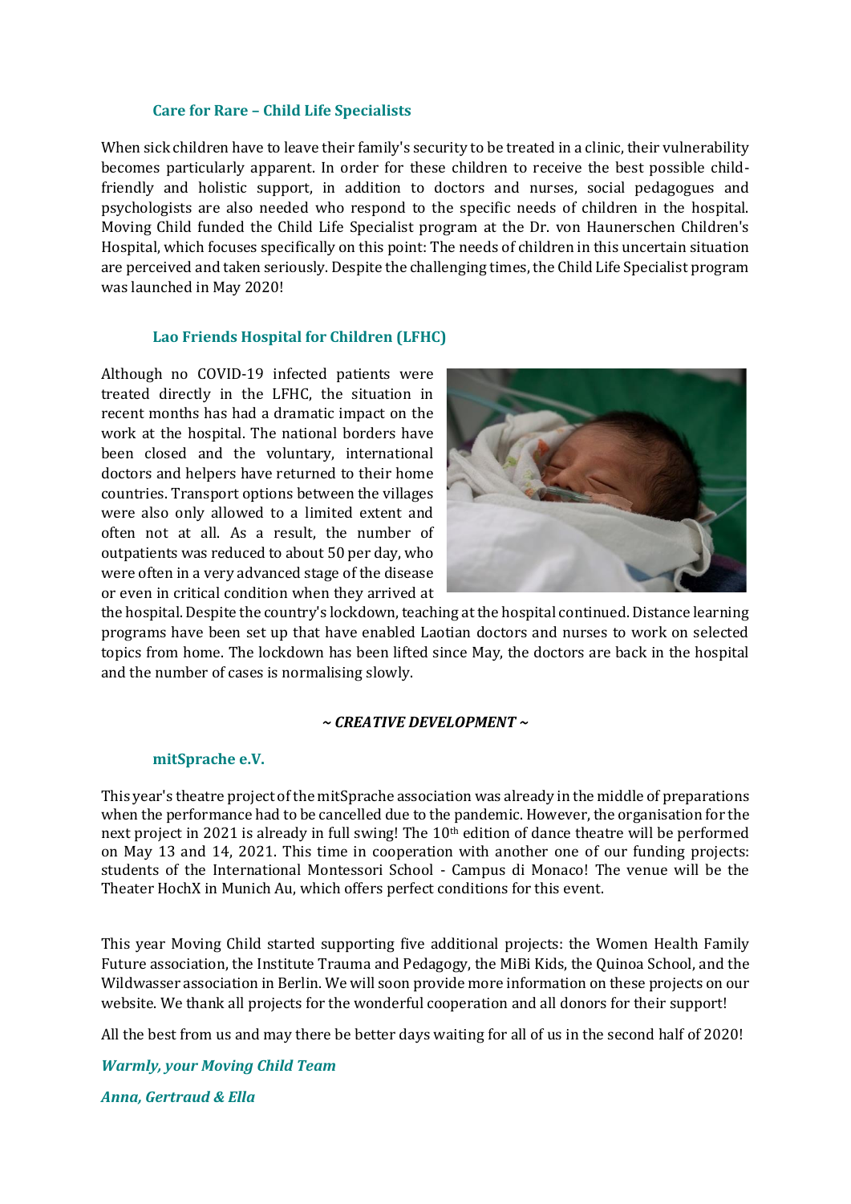### Care for Rare – Child Life Specialists

When sick children have to leave their family's security to be treated in a clinic, their vulnerability becomes particularly apparent. In order for these children to receive the best possible child-friendly and holistic support, in addition to doctors and nurses, social pedagogues and psychologists are also needed who respond to the specific needs of children in the hospital. Moving Child funded the Child Life Specialist program at the Dr. von Haunerschen Children's Hospital, which focuses specifically on this point: The needs of children in this uncertain situation are perceived and taken seriously. Despite the challenging times, the Child Life Specialist program was launched in May 2020!

### Lao Friends Hospital for Children (LFHC)

Although no COVID-19 infected patients were treated directly in the LFHC, the situation in recent months has had a dramatic impact on the work at the hospital. The national borders have been closed and the voluntary, international doctors and helpers have returned to their home countries. Transport options between the villages were also only allowed to a limited extent and often not at all. As a result, the number of outpatients was reduced to about 50 per day, who were often in a very advanced stage of the disease or even in critical condition when they arrived at the hospital. Despite the country's lockdown, teaching at the hospital continued. Distance learning programs have been set up that have enabled Laotian doctors and nurses to work on selected topics from home. The lockdown has been lifted since May, the doctors are back in the hospital and the number of cases is normalising slowly.

***~ CREATIVE DEVELOPMENT ~***

### mitSprache e.V.

This year's theatre project of the mitSprache association was already in the middle of preparations when the performance had to be cancelled due to the pandemic. However, the organisation for the next project in 2021 is already in full swing! The 10th edition of dance theatre will be performed on May 13 and 14, 2021. This time in cooperation with another one of our funding projects: students of the International Montessori School - Campus di Monaco! The venue will be the Theater HochX in Munich Au, which offers perfect conditions for this event.

This year Moving Child started supporting five additional projects: the Women Health Family Future association, the Institute Trauma and Pedagogy, the MiBi Kids, the Quinoa School, and the Wildwasser association in Berlin. We will soon provide more information on these projects on our website. We thank all projects for the wonderful cooperation and all donors for their support!

All the best from us and may there be better days waiting for all of us in the second half of 2020!

***Warmly, your Moving Child Team***

***Anna, Gertraud & Ella***